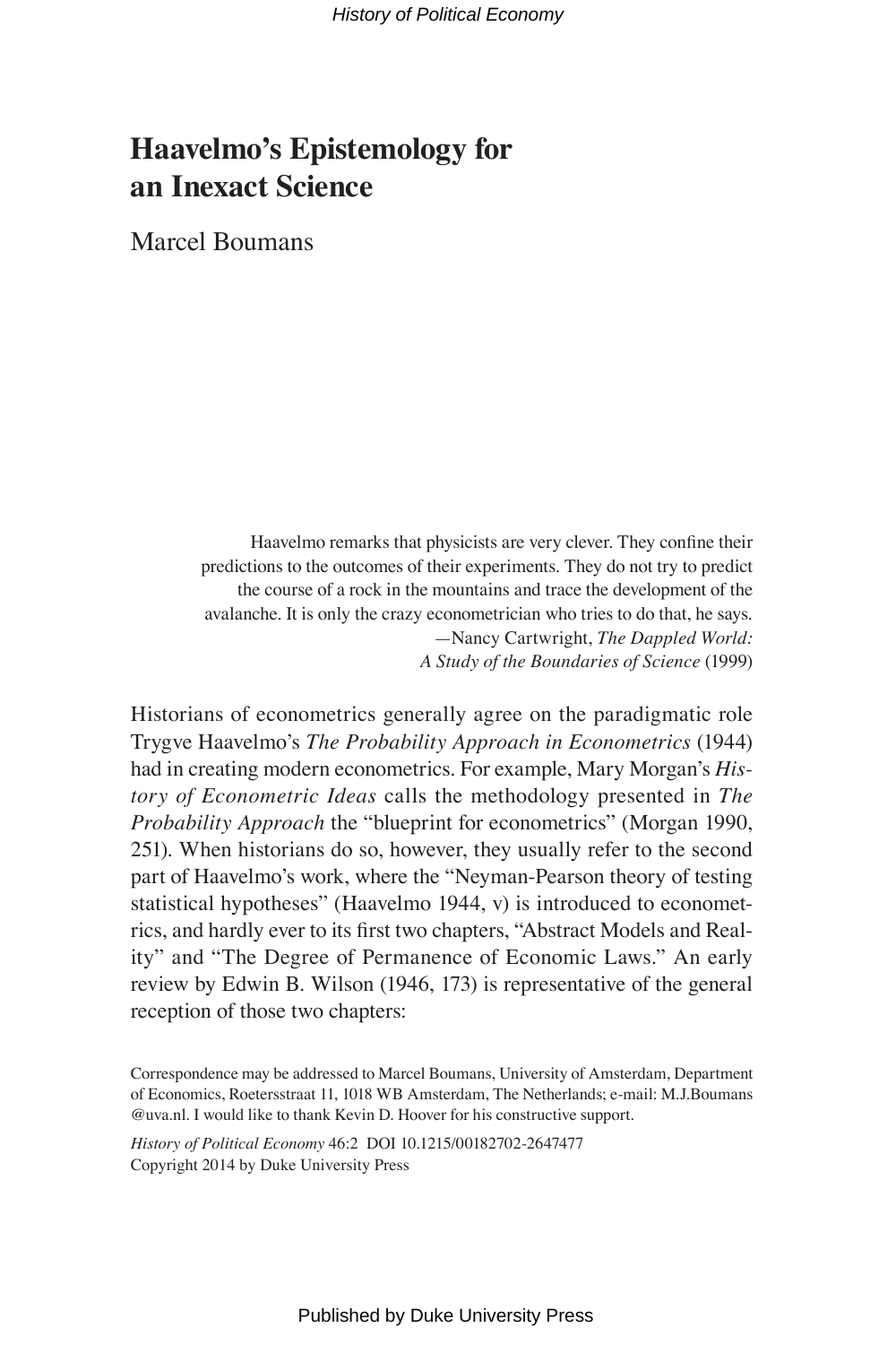# Haavelmo's Epistemology for an Inexact Science

Marcel Boumans

> Haavelmo remarks that physicists are very clever. They confine their predictions to the outcomes of their experiments. They do not try to predict the course of a rock in the mountains and trace the development of the avalanche. It is only the crazy econometrician who tries to do that, he says.
> —Nancy Cartwright, *The Dappled World: A Study of the Boundaries of Science* (1999)

Historians of econometrics generally agree on the paradigmatic role Trygve Haavelmo's *The Probability Approach in Econometrics* (1944) had in creating modern econometrics. For example, Mary Morgan's *History of Econometric Ideas* calls the methodology presented in *The Probability Approach* the "blueprint for econometrics" (Morgan 1990, 251). When historians do so, however, they usually refer to the second part of Haavelmo's work, where the "Neyman-Pearson theory of testing statistical hypotheses" (Haavelmo 1944, v) is introduced to econometrics, and hardly ever to its first two chapters, "Abstract Models and Reality" and "The Degree of Permanence of Economic Laws." An early review by Edwin B. Wilson (1946, 173) is representative of the general reception of those two chapters:

Correspondence may be addressed to Marcel Boumans, University of Amsterdam, Department of Economics, Roetersstraat 11, 1018 WB Amsterdam, The Netherlands; e-mail: M.J.Boumans@uva.nl. I would like to thank Kevin D. Hoover for his constructive support.

*History of Political Economy* 46:2 DOI 10.1215/00182702-2647477
Copyright 2014 by Duke University Press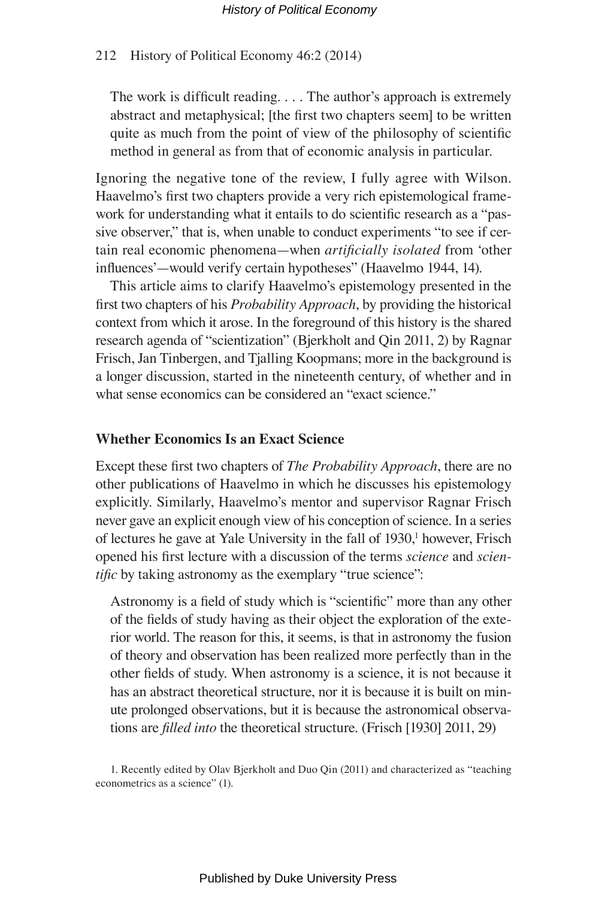> The work is difficult reading. . . . The author's approach is extremely abstract and metaphysical; [the first two chapters seem] to be written quite as much from the point of view of the philosophy of scientific method in general as from that of economic analysis in particular.

Ignoring the negative tone of the review, I fully agree with Wilson. Haavelmo's first two chapters provide a very rich epistemological framework for understanding what it entails to do scientific research as a "passive observer," that is, when unable to conduct experiments "to see if certain real economic phenomena—when *artificially isolated* from 'other influences'—would verify certain hypotheses" (Haavelmo 1944, 14).

This article aims to clarify Haavelmo's epistemology presented in the first two chapters of his *Probability Approach*, by providing the historical context from which it arose. In the foreground of this history is the shared research agenda of "scientization" (Bjerkholt and Qin 2011, 2) by Ragnar Frisch, Jan Tinbergen, and Tjalling Koopmans; more in the background is a longer discussion, started in the nineteenth century, of whether and in what sense economics can be considered an "exact science."

## Whether Economics Is an Exact Science

Except these first two chapters of *The Probability Approach*, there are no other publications of Haavelmo in which he discusses his epistemology explicitly. Similarly, Haavelmo's mentor and supervisor Ragnar Frisch never gave an explicit enough view of his conception of science. In a series of lectures he gave at Yale University in the fall of 1930,[1] however, Frisch opened his first lecture with a discussion of the terms *science* and *scientific* by taking astronomy as the exemplary "true science":

> Astronomy is a field of study which is "scientific" more than any other of the fields of study having as their object the exploration of the exterior world. The reason for this, it seems, is that in astronomy the fusion of theory and observation has been realized more perfectly than in the other fields of study. When astronomy is a science, it is not because it has an abstract theoretical structure, nor it is because it is built on minute prolonged observations, but it is because the astronomical observations are *filled into* the theoretical structure. (Frisch [1930] 2011, 29)

1. Recently edited by Olav Bjerkholt and Duo Qin (2011) and characterized as "teaching econometrics as a science" (1).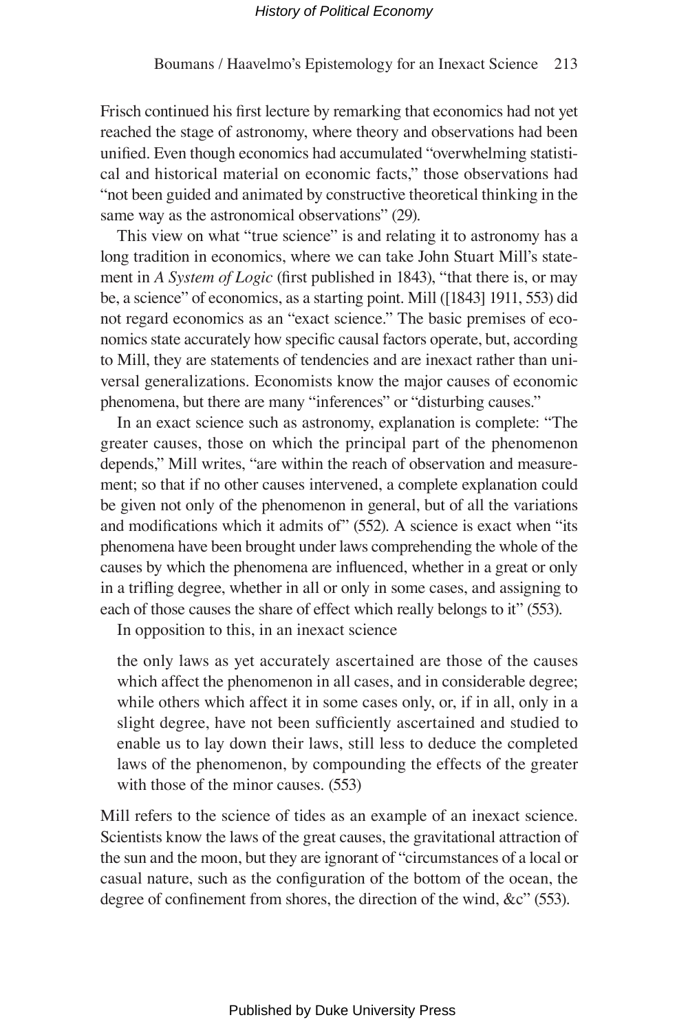Frisch continued his first lecture by remarking that economics had not yet reached the stage of astronomy, where theory and observations had been unified. Even though economics had accumulated "overwhelming statistical and historical material on economic facts," those observations had "not been guided and animated by constructive theoretical thinking in the same way as the astronomical observations" (29).

This view on what "true science" is and relating it to astronomy has a long tradition in economics, where we can take John Stuart Mill's statement in *A System of Logic* (first published in 1843), "that there is, or may be, a science" of economics, as a starting point. Mill ([1843] 1911, 553) did not regard economics as an "exact science." The basic premises of economics state accurately how specific causal factors operate, but, according to Mill, they are statements of tendencies and are inexact rather than universal generalizations. Economists know the major causes of economic phenomena, but there are many "inferences" or "disturbing causes."

In an exact science such as astronomy, explanation is complete: "The greater causes, those on which the principal part of the phenomenon depends," Mill writes, "are within the reach of observation and measurement; so that if no other causes intervened, a complete explanation could be given not only of the phenomenon in general, but of all the variations and modifications which it admits of" (552). A science is exact when "its phenomena have been brought under laws comprehending the whole of the causes by which the phenomena are influenced, whether in a great or only in a trifling degree, whether in all or only in some cases, and assigning to each of those causes the share of effect which really belongs to it" (553).

In opposition to this, in an inexact science

> the only laws as yet accurately ascertained are those of the causes which affect the phenomenon in all cases, and in considerable degree; while others which affect it in some cases only, or, if in all, only in a slight degree, have not been sufficiently ascertained and studied to enable us to lay down their laws, still less to deduce the completed laws of the phenomenon, by compounding the effects of the greater with those of the minor causes. (553)

Mill refers to the science of tides as an example of an inexact science. Scientists know the laws of the great causes, the gravitational attraction of the sun and the moon, but they are ignorant of "circumstances of a local or casual nature, such as the configuration of the bottom of the ocean, the degree of confinement from shores, the direction of the wind, &c" (553).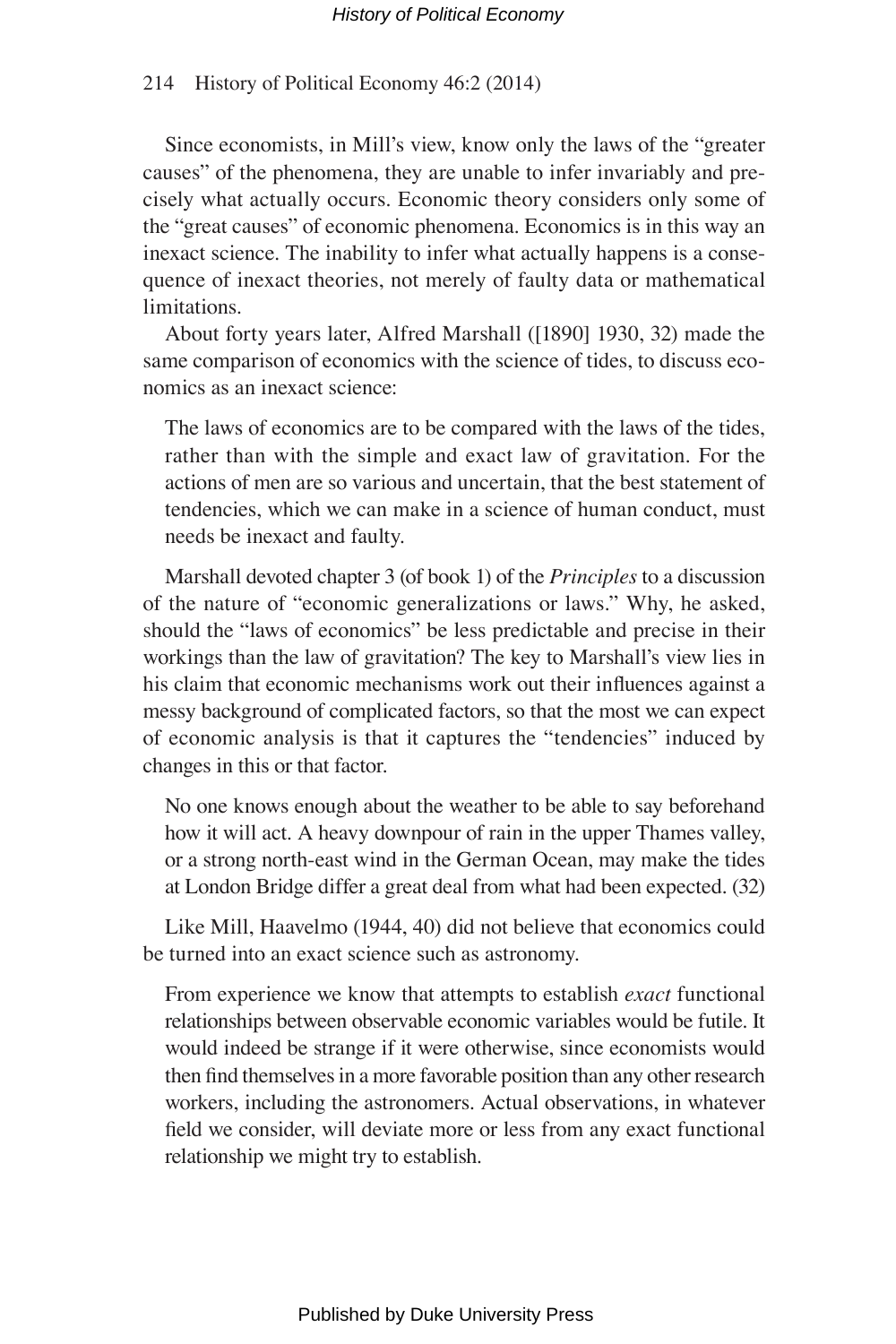Since economists, in Mill's view, know only the laws of the "greater causes" of the phenomena, they are unable to infer invariably and precisely what actually occurs. Economic theory considers only some of the "great causes" of economic phenomena. Economics is in this way an inexact science. The inability to infer what actually happens is a consequence of inexact theories, not merely of faulty data or mathematical limitations.

About forty years later, Alfred Marshall ([1890] 1930, 32) made the same comparison of economics with the science of tides, to discuss economics as an inexact science:

> The laws of economics are to be compared with the laws of the tides, rather than with the simple and exact law of gravitation. For the actions of men are so various and uncertain, that the best statement of tendencies, which we can make in a science of human conduct, must needs be inexact and faulty.

Marshall devoted chapter 3 (of book 1) of the *Principles* to a discussion of the nature of "economic generalizations or laws." Why, he asked, should the "laws of economics" be less predictable and precise in their workings than the law of gravitation? The key to Marshall's view lies in his claim that economic mechanisms work out their influences against a messy background of complicated factors, so that the most we can expect of economic analysis is that it captures the "tendencies" induced by changes in this or that factor.

> No one knows enough about the weather to be able to say beforehand how it will act. A heavy downpour of rain in the upper Thames valley, or a strong north-east wind in the German Ocean, may make the tides at London Bridge differ a great deal from what had been expected. (32)

Like Mill, Haavelmo (1944, 40) did not believe that economics could be turned into an exact science such as astronomy.

> From experience we know that attempts to establish *exact* functional relationships between observable economic variables would be futile. It would indeed be strange if it were otherwise, since economists would then find themselves in a more favorable position than any other research workers, including the astronomers. Actual observations, in whatever field we consider, will deviate more or less from any exact functional relationship we might try to establish.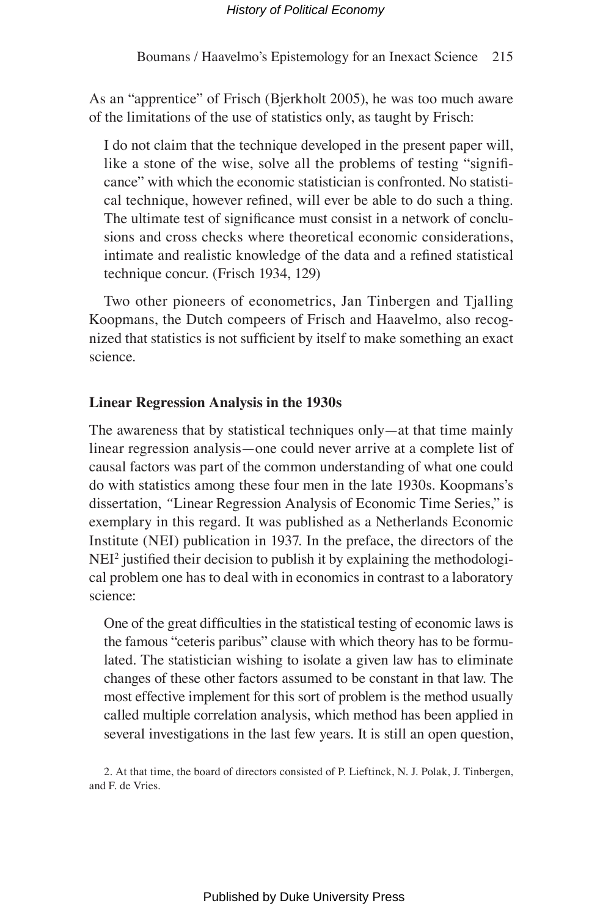As an "apprentice" of Frisch (Bjerkholt 2005), he was too much aware of the limitations of the use of statistics only, as taught by Frisch:

> I do not claim that the technique developed in the present paper will, like a stone of the wise, solve all the problems of testing "significance" with which the economic statistician is confronted. No statistical technique, however refined, will ever be able to do such a thing. The ultimate test of significance must consist in a network of conclusions and cross checks where theoretical economic considerations, intimate and realistic knowledge of the data and a refined statistical technique concur. (Frisch 1934, 129)

Two other pioneers of econometrics, Jan Tinbergen and Tjalling Koopmans, the Dutch compeers of Frisch and Haavelmo, also recognized that statistics is not sufficient by itself to make something an exact science.

## Linear Regression Analysis in the 1930s

The awareness that by statistical techniques only—at that time mainly linear regression analysis—one could never arrive at a complete list of causal factors was part of the common understanding of what one could do with statistics among these four men in the late 1930s. Koopmans's dissertation, "Linear Regression Analysis of Economic Time Series," is exemplary in this regard. It was published as a Netherlands Economic Institute (NEI) publication in 1937. In the preface, the directors of the NEI[2] justified their decision to publish it by explaining the methodological problem one has to deal with in economics in contrast to a laboratory science:

> One of the great difficulties in the statistical testing of economic laws is the famous "ceteris paribus" clause with which theory has to be formulated. The statistician wishing to isolate a given law has to eliminate changes of these other factors assumed to be constant in that law. The most effective implement for this sort of problem is the method usually called multiple correlation analysis, which method has been applied in several investigations in the last few years. It is still an open question,

2. At that time, the board of directors consisted of P. Lieftinck, N. J. Polak, J. Tinbergen, and F. de Vries.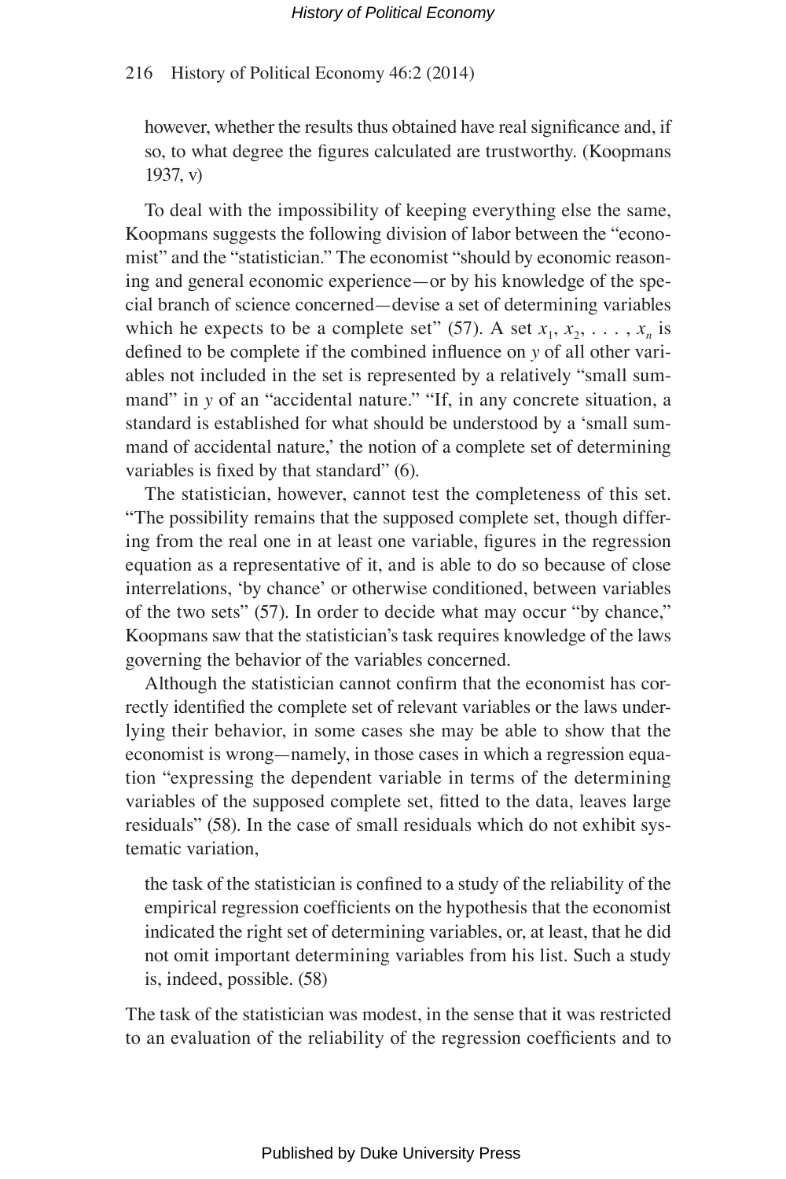however, whether the results thus obtained have real significance and, if so, to what degree the figures calculated are trustworthy. (Koopmans 1937, v)

To deal with the impossibility of keeping everything else the same, Koopmans suggests the following division of labor between the "economist" and the "statistician." The economist "should by economic reasoning and general economic experience—or by his knowledge of the special branch of science concerned—devise a set of determining variables which he expects to be a complete set" (57). A set $x_1, x_2, \ldots, x_n$ is defined to be complete if the combined influence on $y$ of all other variables not included in the set is represented by a relatively "small summand" in $y$ of an "accidental nature." "If, in any concrete situation, a standard is established for what should be understood by a 'small summand of accidental nature,' the notion of a complete set of determining variables is fixed by that standard" (6).

The statistician, however, cannot test the completeness of this set. "The possibility remains that the supposed complete set, though differing from the real one in at least one variable, figures in the regression equation as a representative of it, and is able to do so because of close interrelations, 'by chance' or otherwise conditioned, between variables of the two sets" (57). In order to decide what may occur "by chance," Koopmans saw that the statistician's task requires knowledge of the laws governing the behavior of the variables concerned.

Although the statistician cannot confirm that the economist has correctly identified the complete set of relevant variables or the laws underlying their behavior, in some cases she may be able to show that the economist is wrong—namely, in those cases in which a regression equation "expressing the dependent variable in terms of the determining variables of the supposed complete set, fitted to the data, leaves large residuals" (58). In the case of small residuals which do not exhibit systematic variation,

> the task of the statistician is confined to a study of the reliability of the empirical regression coefficients on the hypothesis that the economist indicated the right set of determining variables, or, at least, that he did not omit important determining variables from his list. Such a study is, indeed, possible. (58)

The task of the statistician was modest, in the sense that it was restricted to an evaluation of the reliability of the regression coefficients and to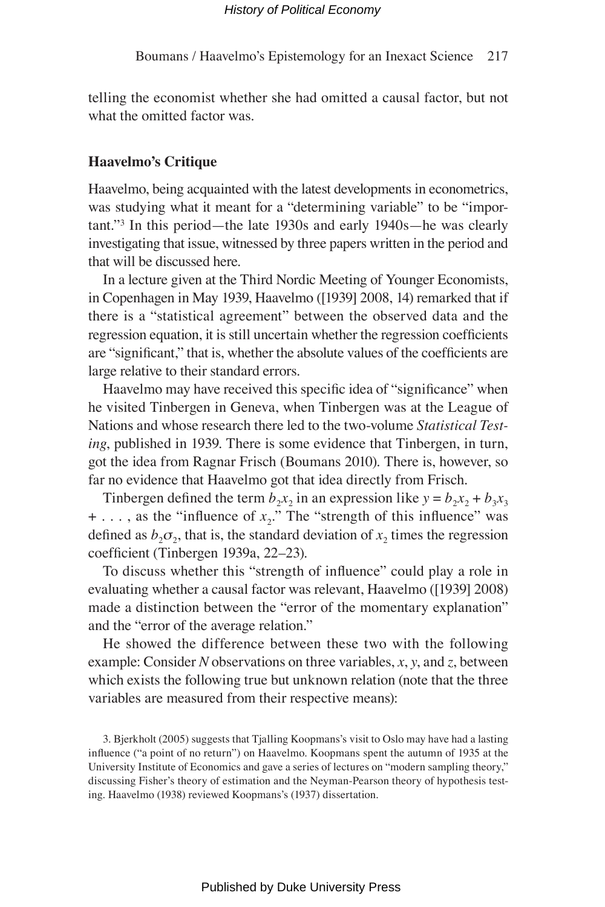telling the economist whether she had omitted a causal factor, but not what the omitted factor was.

## Haavelmo's Critique

Haavelmo, being acquainted with the latest developments in econometrics, was studying what it meant for a "determining variable" to be "important."[3] In this period—the late 1930s and early 1940s—he was clearly investigating that issue, witnessed by three papers written in the period and that will be discussed here.

In a lecture given at the Third Nordic Meeting of Younger Economists, in Copenhagen in May 1939, Haavelmo ([1939] 2008, 14) remarked that if there is a "statistical agreement" between the observed data and the regression equation, it is still uncertain whether the regression coefficients are "significant," that is, whether the absolute values of the coefficients are large relative to their standard errors.

Haavelmo may have received this specific idea of "significance" when he visited Tinbergen in Geneva, when Tinbergen was at the League of Nations and whose research there led to the two-volume *Statistical Testing*, published in 1939. There is some evidence that Tinbergen, in turn, got the idea from Ragnar Frisch (Boumans 2010). There is, however, so far no evidence that Haavelmo got that idea directly from Frisch.

Tinbergen defined the term $b_2x_2$ in an expression like $y = b_2x_2 + b_3x_3 + \ldots$, as the "influence of $x_2$." The "strength of this influence" was defined as $b_2\sigma_2$, that is, the standard deviation of $x_2$ times the regression coefficient (Tinbergen 1939a, 22–23).

To discuss whether this "strength of influence" could play a role in evaluating whether a causal factor was relevant, Haavelmo ([1939] 2008) made a distinction between the "error of the momentary explanation" and the "error of the average relation."

He showed the difference between these two with the following example: Consider $N$ observations on three variables, $x$, $y$, and $z$, between which exists the following true but unknown relation (note that the three variables are measured from their respective means):

3. Bjerkholt (2005) suggests that Tjalling Koopmans's visit to Oslo may have had a lasting influence ("a point of no return") on Haavelmo. Koopmans spent the autumn of 1935 at the University Institute of Economics and gave a series of lectures on "modern sampling theory," discussing Fisher's theory of estimation and the Neyman-Pearson theory of hypothesis testing. Haavelmo (1938) reviewed Koopmans's (1937) dissertation.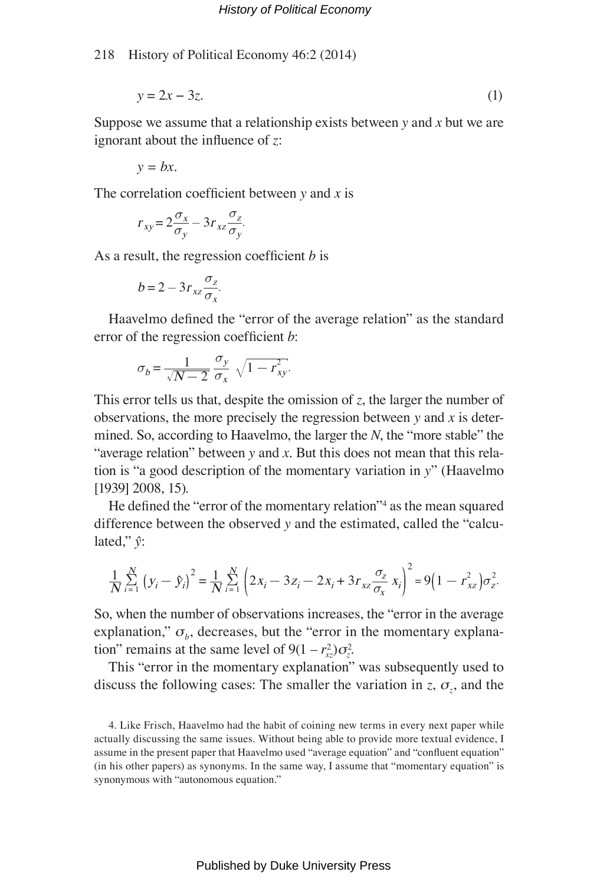$$y = 2x - 3z. \tag{1}$$

Suppose we assume that a relationship exists between $y$ and $x$ but we are ignorant about the influence of $z$:

$$y = bx.$$

The correlation coefficient between $y$ and $x$ is

$$r_{xy} = 2\frac{\sigma_x}{\sigma_y} - 3r_{xz}\frac{\sigma_z}{\sigma_y}.$$

As a result, the regression coefficient $b$ is

$$b = 2 - 3r_{xz}\frac{\sigma_z}{\sigma_x}.$$

Haavelmo defined the "error of the average relation" as the standard error of the regression coefficient $b$:

$$\sigma_b = \frac{1}{\sqrt{N-2}}\frac{\sigma_y}{\sigma_x}\sqrt{1 - r_{xy}^2}.$$

This error tells us that, despite the omission of $z$, the larger the number of observations, the more precisely the regression between $y$ and $x$ is determined. So, according to Haavelmo, the larger the $N$, the "more stable" the "average relation" between $y$ and $x$. But this does not mean that this relation is "a good description of the momentary variation in $y$" (Haavelmo [1939] 2008, 15).

He defined the "error of the momentary relation"[4] as the mean squared difference between the observed $y$ and the estimated, called the "calculated," $\hat{y}$:

$$\frac{1}{N}\sum_{i=1}^{N}\left(y_i - \hat{y}_i\right)^2 = \frac{1}{N}\sum_{i=1}^{N}\left(2x_i - 3z_i - 2x_i + 3r_{xz}\frac{\sigma_z}{\sigma_x}x_i\right)^2 = 9\left(1 - r_{xz}^2\right)\sigma_z^2.$$

So, when the number of observations increases, the "error in the average explanation," $\sigma_b$, decreases, but the "error in the momentary explanation" remains at the same level of $9(1 - r_{xz}^2)\sigma_z^2$.

This "error in the momentary explanation" was subsequently used to discuss the following cases: The smaller the variation in $z$, $\sigma_z$, and the

4. Like Frisch, Haavelmo had the habit of coining new terms in every next paper while actually discussing the same issues. Without being able to provide more textual evidence, I assume in the present paper that Haavelmo used "average equation" and "confluent equation" (in his other papers) as synonyms. In the same way, I assume that "momentary equation" is synonymous with "autonomous equation."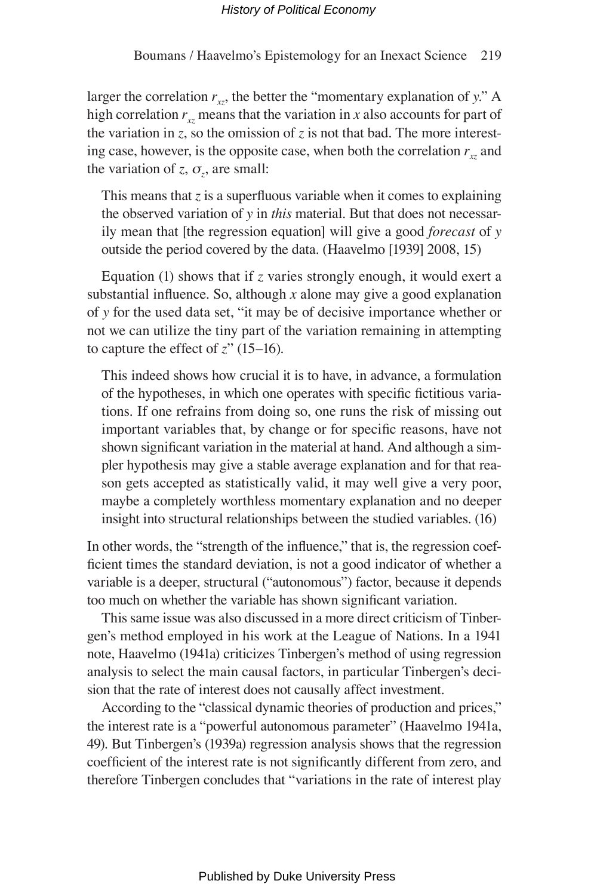larger the correlation $r_{xz}$, the better the "momentary explanation of $y$." A high correlation $r_{xz}$ means that the variation in $x$ also accounts for part of the variation in $z$, so the omission of $z$ is not that bad. The more interesting case, however, is the opposite case, when both the correlation $r_{xz}$ and the variation of $z$, $\sigma_z$, are small:

> This means that $z$ is a superfluous variable when it comes to explaining the observed variation of $y$ in *this* material. But that does not necessarily mean that [the regression equation] will give a good *forecast* of $y$ outside the period covered by the data. (Haavelmo [1939] 2008, 15)

Equation (1) shows that if $z$ varies strongly enough, it would exert a substantial influence. So, although $x$ alone may give a good explanation of $y$ for the used data set, "it may be of decisive importance whether or not we can utilize the tiny part of the variation remaining in attempting to capture the effect of $z$" (15–16).

> This indeed shows how crucial it is to have, in advance, a formulation of the hypotheses, in which one operates with specific fictitious variations. If one refrains from doing so, one runs the risk of missing out important variables that, by change or for specific reasons, have not shown significant variation in the material at hand. And although a simpler hypothesis may give a stable average explanation and for that reason gets accepted as statistically valid, it may well give a very poor, maybe a completely worthless momentary explanation and no deeper insight into structural relationships between the studied variables. (16)

In other words, the "strength of the influence," that is, the regression coefficient times the standard deviation, is not a good indicator of whether a variable is a deeper, structural ("autonomous") factor, because it depends too much on whether the variable has shown significant variation.

This same issue was also discussed in a more direct criticism of Tinbergen's method employed in his work at the League of Nations. In a 1941 note, Haavelmo (1941a) criticizes Tinbergen's method of using regression analysis to select the main causal factors, in particular Tinbergen's decision that the rate of interest does not causally affect investment.

According to the "classical dynamic theories of production and prices," the interest rate is a "powerful autonomous parameter" (Haavelmo 1941a, 49). But Tinbergen's (1939a) regression analysis shows that the regression coefficient of the interest rate is not significantly different from zero, and therefore Tinbergen concludes that "variations in the rate of interest play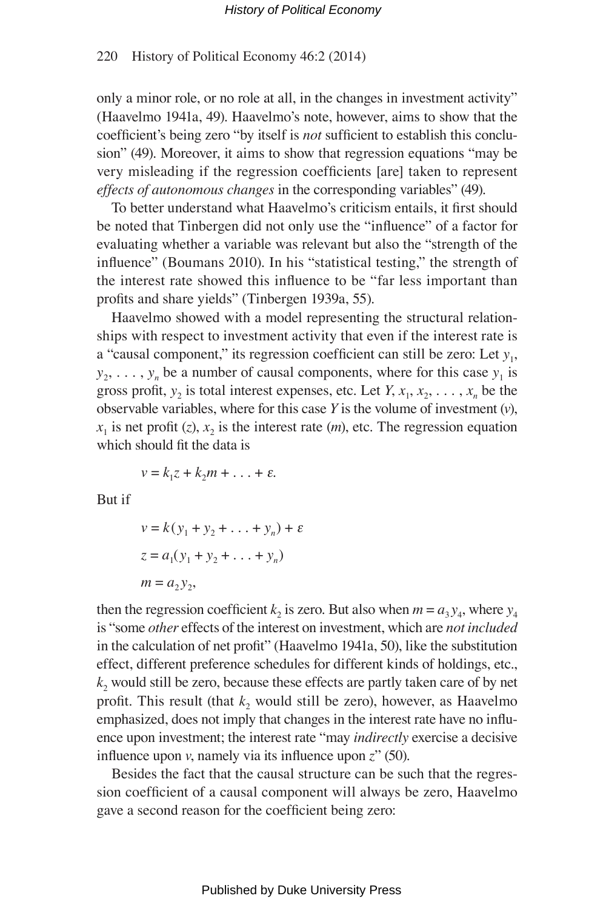only a minor role, or no role at all, in the changes in investment activity" (Haavelmo 1941a, 49). Haavelmo's note, however, aims to show that the coefficient's being zero "by itself is *not* sufficient to establish this conclusion" (49). Moreover, it aims to show that regression equations "may be very misleading if the regression coefficients [are] taken to represent *effects of autonomous changes* in the corresponding variables" (49).

To better understand what Haavelmo's criticism entails, it first should be noted that Tinbergen did not only use the "influence" of a factor for evaluating whether a variable was relevant but also the "strength of the influence" (Boumans 2010). In his "statistical testing," the strength of the interest rate showed this influence to be "far less important than profits and share yields" (Tinbergen 1939a, 55).

Haavelmo showed with a model representing the structural relationships with respect to investment activity that even if the interest rate is a "causal component," its regression coefficient can still be zero: Let $y_1$, $y_2, \ldots, y_n$ be a number of causal components, where for this case $y_1$ is gross profit, $y_2$ is total interest expenses, etc. Let $Y, x_1, x_2, \ldots, x_n$ be the observable variables, where for this case $Y$ is the volume of investment ($v$), $x_1$ is net profit ($z$), $x_2$ is the interest rate ($m$), etc. The regression equation which should fit the data is

$$v = k_1 z + k_2 m + \ldots + \varepsilon.$$

But if

$$v = k(y_1 + y_2 + \ldots + y_n) + \varepsilon$$

$$z = a_1(y_1 + y_2 + \ldots + y_n)$$

$$m = a_2 y_2,$$

then the regression coefficient $k_2$ is zero. But also when $m = a_3 y_4$, where $y_4$ is "some *other* effects of the interest on investment, which are *not included* in the calculation of net profit" (Haavelmo 1941a, 50), like the substitution effect, different preference schedules for different kinds of holdings, etc., $k_2$ would still be zero, because these effects are partly taken care of by net profit. This result (that $k_2$ would still be zero), however, as Haavelmo emphasized, does not imply that changes in the interest rate have no influence upon investment; the interest rate "may *indirectly* exercise a decisive influence upon $v$, namely via its influence upon $z$" (50).

Besides the fact that the causal structure can be such that the regression coefficient of a causal component will always be zero, Haavelmo gave a second reason for the coefficient being zero: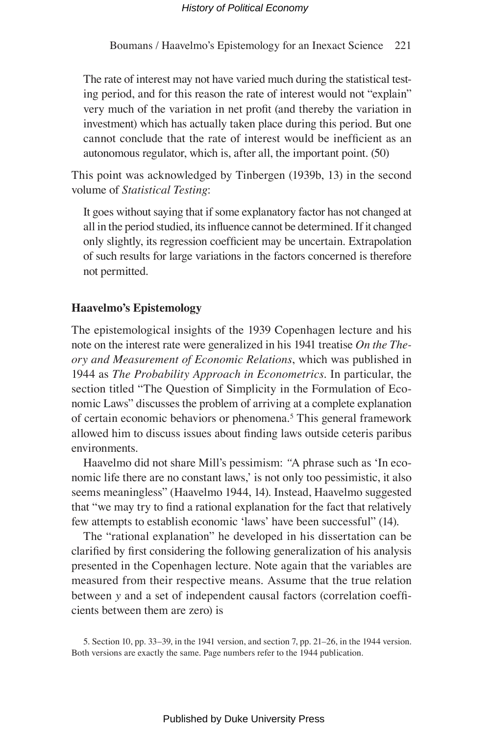> The rate of interest may not have varied much during the statistical testing period, and for this reason the rate of interest would not "explain" very much of the variation in net profit (and thereby the variation in investment) which has actually taken place during this period. But one cannot conclude that the rate of interest would be inefficient as an autonomous regulator, which is, after all, the important point. (50)

This point was acknowledged by Tinbergen (1939b, 13) in the second volume of *Statistical Testing*:

> It goes without saying that if some explanatory factor has not changed at all in the period studied, its influence cannot be determined. If it changed only slightly, its regression coefficient may be uncertain. Extrapolation of such results for large variations in the factors concerned is therefore not permitted.

## Haavelmo's Epistemology

The epistemological insights of the 1939 Copenhagen lecture and his note on the interest rate were generalized in his 1941 treatise *On the Theory and Measurement of Economic Relations*, which was published in 1944 as *The Probability Approach in Econometrics*. In particular, the section titled "The Question of Simplicity in the Formulation of Economic Laws" discusses the problem of arriving at a complete explanation of certain economic behaviors or phenomena.[5] This general framework allowed him to discuss issues about finding laws outside ceteris paribus environments.

Haavelmo did not share Mill's pessimism: "A phrase such as 'In economic life there are no constant laws,' is not only too pessimistic, it also seems meaningless" (Haavelmo 1944, 14). Instead, Haavelmo suggested that "we may try to find a rational explanation for the fact that relatively few attempts to establish economic 'laws' have been successful" (14).

The "rational explanation" he developed in his dissertation can be clarified by first considering the following generalization of his analysis presented in the Copenhagen lecture. Note again that the variables are measured from their respective means. Assume that the true relation between $y$ and a set of independent causal factors (correlation coefficients between them are zero) is

5. Section 10, pp. 33–39, in the 1941 version, and section 7, pp. 21–26, in the 1944 version. Both versions are exactly the same. Page numbers refer to the 1944 publication.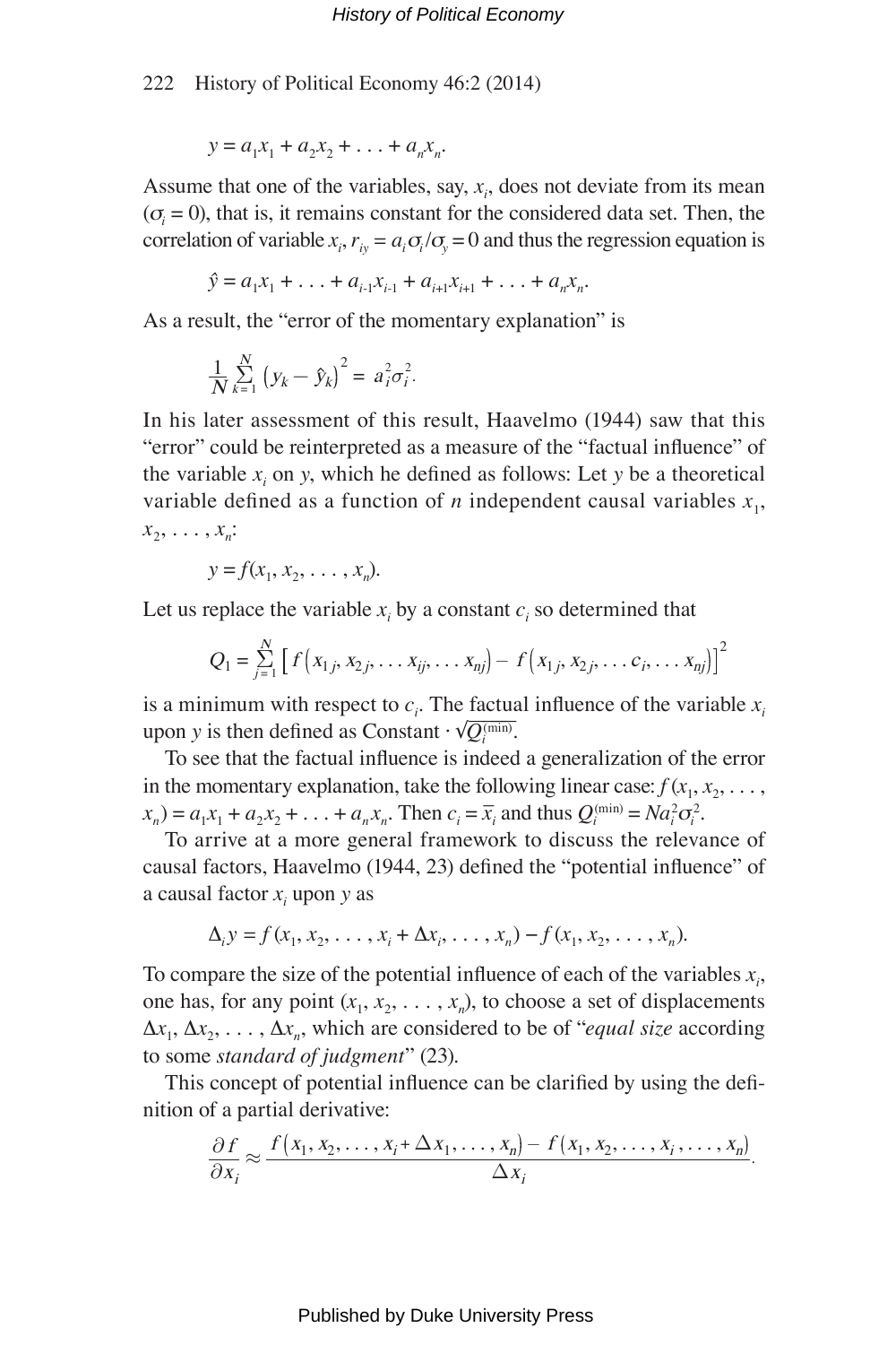$$y = a_1x_1 + a_2x_2 + \ldots + a_nx_n.$$

Assume that one of the variables, say, $x_i$, does not deviate from its mean ($\sigma_i = 0$), that is, it remains constant for the considered data set. Then, the correlation of variable $x_i$, $r_{iy} = a_i\sigma_i/\sigma_y = 0$ and thus the regression equation is

$$\hat{y} = a_1x_1 + \ldots + a_{i\text{-}1}x_{i\text{-}1} + a_{i+1}x_{i+1} + \ldots + a_nx_n.$$

As a result, the "error of the momentary explanation" is

$$\frac{1}{N}\sum_{k=1}^{N}\left(y_k - \hat{y}_k\right)^2 = a_i^2\sigma_i^2.$$

In his later assessment of this result, Haavelmo (1944) saw that this "error" could be reinterpreted as a measure of the "factual influence" of the variable $x_i$ on $y$, which he defined as follows: Let $y$ be a theoretical variable defined as a function of $n$ independent causal variables $x_1$, $x_2, \ldots, x_n$:

$$y = f(x_1, x_2, \ldots, x_n).$$

Let us replace the variable $x_i$ by a constant $c_i$ so determined that

$$Q_1 = \sum_{j=1}^{N}\left[f\left(x_{1j}, x_{2j}, \ldots x_{ij}, \ldots x_{nj}\right) - f\left(x_{1j}, x_{2j}, \ldots c_i, \ldots x_{nj}\right)\right]^2$$

is a minimum with respect to $c_i$. The factual influence of the variable $x_i$ upon $y$ is then defined as Constant $\cdot \sqrt{Q_i^{(\min)}}$.

To see that the factual influence is indeed a generalization of the error in the momentary explanation, take the following linear case: $f(x_1, x_2, \ldots, x_n) = a_1x_1 + a_2x_2 + \ldots + a_nx_n$. Then $c_i = \bar{x}_i$ and thus $Q_i^{(\min)} = Na_i^2\sigma_i^2$.

To arrive at a more general framework to discuss the relevance of causal factors, Haavelmo (1944, 23) defined the "potential influence" of a causal factor $x_i$ upon $y$ as

$$\Delta_i y = f(x_1, x_2, \ldots, x_i + \Delta x_i, \ldots, x_n) - f(x_1, x_2, \ldots, x_n).$$

To compare the size of the potential influence of each of the variables $x_i$, one has, for any point $(x_1, x_2, \ldots, x_n)$, to choose a set of displacements $\Delta x_1, \Delta x_2, \ldots, \Delta x_n$, which are considered to be of "*equal size* according to some *standard of judgment*" (23).

This concept of potential influence can be clarified by using the definition of a partial derivative:

$$\frac{\partial f}{\partial x_i} \approx \frac{f\left(x_1, x_2, \ldots, x_i + \Delta x_1, \ldots, x_n\right) - f\left(x_1, x_2, \ldots, x_i, \ldots, x_n\right)}{\Delta x_i}.$$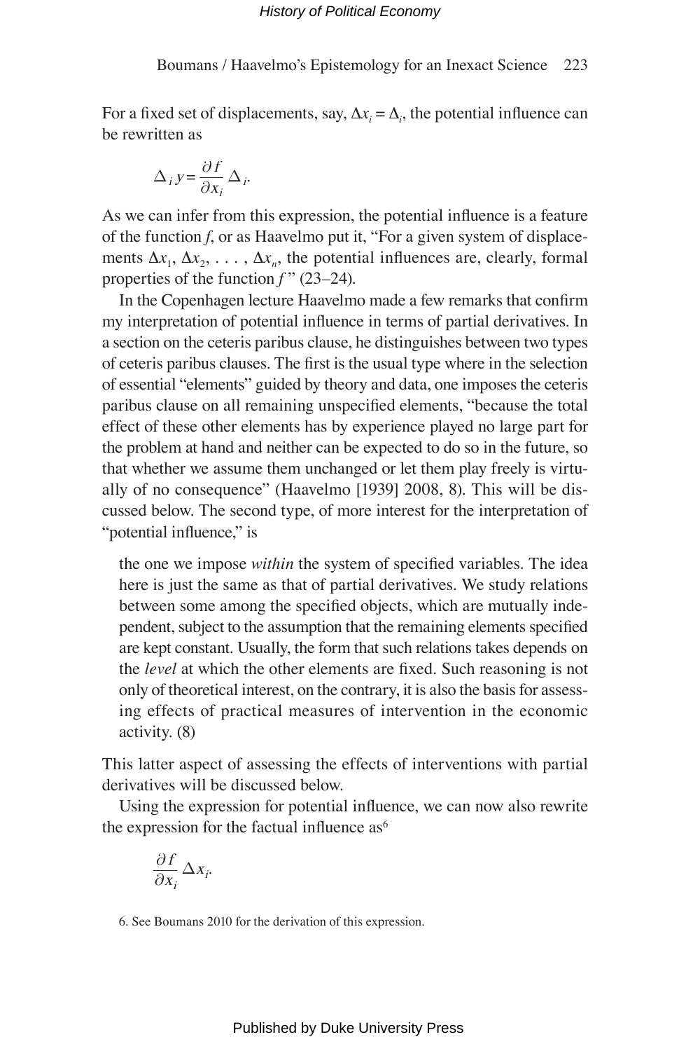For a fixed set of displacements, say, $\Delta x_i = \Delta_i$, the potential influence can be rewritten as

$$\Delta_i y = \frac{\partial f}{\partial x_i} \Delta_i.$$

As we can infer from this expression, the potential influence is a feature of the function *f*, or as Haavelmo put it, "For a given system of displacements $\Delta x_1, \Delta x_2, \ldots, \Delta x_n$, the potential influences are, clearly, formal properties of the function *f*" (23–24).

In the Copenhagen lecture Haavelmo made a few remarks that confirm my interpretation of potential influence in terms of partial derivatives. In a section on the ceteris paribus clause, he distinguishes between two types of ceteris paribus clauses. The first is the usual type where in the selection of essential "elements" guided by theory and data, one imposes the ceteris paribus clause on all remaining unspecified elements, "because the total effect of these other elements has by experience played no large part for the problem at hand and neither can be expected to do so in the future, so that whether we assume them unchanged or let them play freely is virtually of no consequence" (Haavelmo [1939] 2008, 8). This will be discussed below. The second type, of more interest for the interpretation of "potential influence," is

> the one we impose *within* the system of specified variables. The idea here is just the same as that of partial derivatives. We study relations between some among the specified objects, which are mutually independent, subject to the assumption that the remaining elements specified are kept constant. Usually, the form that such relations takes depends on the *level* at which the other elements are fixed. Such reasoning is not only of theoretical interest, on the contrary, it is also the basis for assessing effects of practical measures of intervention in the economic activity. (8)

This latter aspect of assessing the effects of interventions with partial derivatives will be discussed below.

Using the expression for potential influence, we can now also rewrite the expression for the factual influence as[6]

$$\frac{\partial f}{\partial x_i} \Delta x_i.$$

6. See Boumans 2010 for the derivation of this expression.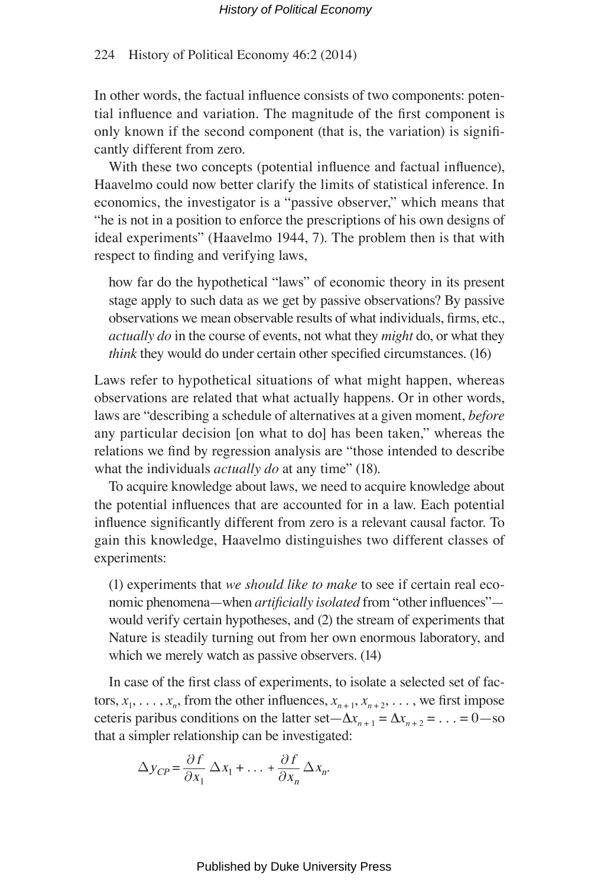In other words, the factual influence consists of two components: potential influence and variation. The magnitude of the first component is only known if the second component (that is, the variation) is significantly different from zero.

With these two concepts (potential influence and factual influence), Haavelmo could now better clarify the limits of statistical inference. In economics, the investigator is a "passive observer," which means that "he is not in a position to enforce the prescriptions of his own designs of ideal experiments" (Haavelmo 1944, 7). The problem then is that with respect to finding and verifying laws,

> how far do the hypothetical "laws" of economic theory in its present stage apply to such data as we get by passive observations? By passive observations we mean observable results of what individuals, firms, etc., *actually do* in the course of events, not what they *might* do, or what they *think* they would do under certain other specified circumstances. (16)

Laws refer to hypothetical situations of what might happen, whereas observations are related that what actually happens. Or in other words, laws are "describing a schedule of alternatives at a given moment, *before* any particular decision [on what to do] has been taken," whereas the relations we find by regression analysis are "those intended to describe what the individuals *actually do* at any time" (18).

To acquire knowledge about laws, we need to acquire knowledge about the potential influences that are accounted for in a law. Each potential influence significantly different from zero is a relevant causal factor. To gain this knowledge, Haavelmo distinguishes two different classes of experiments:

> (1) experiments that *we should like to make* to see if certain real economic phenomena—when *artificially isolated* from "other influences"—would verify certain hypotheses, and (2) the stream of experiments that Nature is steadily turning out from her own enormous laboratory, and which we merely watch as passive observers. (14)

In case of the first class of experiments, to isolate a selected set of factors, $x_1, \ldots, x_n$, from the other influences, $x_{n+1}, x_{n+2}, \ldots$, we first impose ceteris paribus conditions on the latter set—$\Delta x_{n+1} = \Delta x_{n+2} = \ldots = 0$—so that a simpler relationship can be investigated:

$$\Delta y_{CP} = \frac{\partial f}{\partial x_1} \Delta x_1 + \ldots + \frac{\partial f}{\partial x_n} \Delta x_n.$$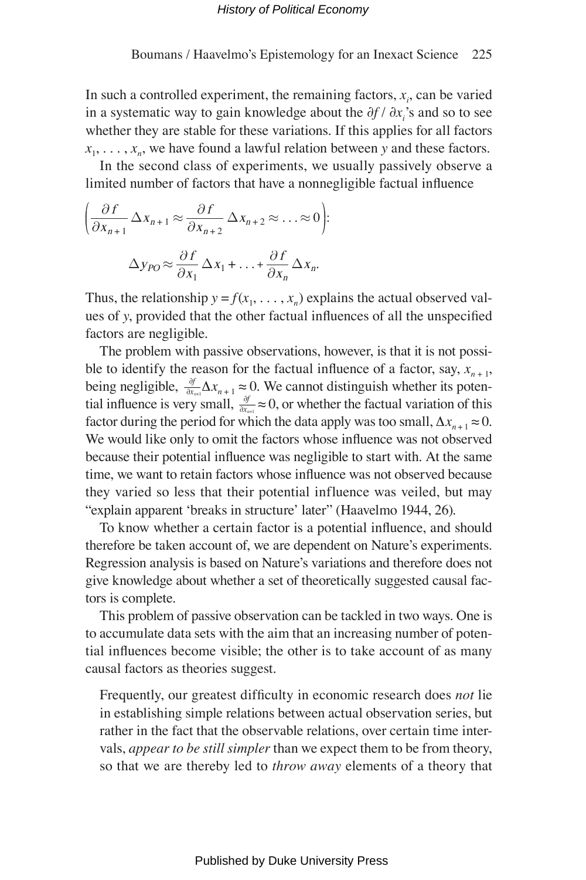In such a controlled experiment, the remaining factors, $x_i$, can be varied in a systematic way to gain knowledge about the $\partial f / \partial x_i$'s and so to see whether they are stable for these variations. If this applies for all factors $x_1, \ldots, x_n$, we have found a lawful relation between $y$ and these factors.

In the second class of experiments, we usually passively observe a limited number of factors that have a nonnegligible factual influence

$$\left(\frac{\partial f}{\partial x_{n+1}} \Delta x_{n+1} \approx \frac{\partial f}{\partial x_{n+2}} \Delta x_{n+2} \approx \ldots \approx 0\right):$$

$$\Delta y_{PO} \approx \frac{\partial f}{\partial x_1} \Delta x_1 + \ldots + \frac{\partial f}{\partial x_n} \Delta x_n.$$

Thus, the relationship $y = f(x_1, \ldots, x_n)$ explains the actual observed values of $y$, provided that the other factual influences of all the unspecified factors are negligible.

The problem with passive observations, however, is that it is not possible to identify the reason for the factual influence of a factor, say, $x_{n+1}$, being negligible, $\frac{\partial f}{\partial x_{n+1}} \Delta x_{n+1} \approx 0$. We cannot distinguish whether its potential influence is very small, $\frac{\partial f}{\partial x_{n+1}} \approx 0$, or whether the factual variation of this factor during the period for which the data apply was too small, $\Delta x_{n+1} \approx 0$. We would like only to omit the factors whose influence was not observed because their potential influence was negligible to start with. At the same time, we want to retain factors whose influence was not observed because they varied so less that their potential influence was veiled, but may "explain apparent 'breaks in structure' later" (Haavelmo 1944, 26).

To know whether a certain factor is a potential influence, and should therefore be taken account of, we are dependent on Nature's experiments. Regression analysis is based on Nature's variations and therefore does not give knowledge about whether a set of theoretically suggested causal factors is complete.

This problem of passive observation can be tackled in two ways. One is to accumulate data sets with the aim that an increasing number of potential influences become visible; the other is to take account of as many causal factors as theories suggest.

> Frequently, our greatest difficulty in economic research does *not* lie in establishing simple relations between actual observation series, but rather in the fact that the observable relations, over certain time intervals, *appear to be still simpler* than we expect them to be from theory, so that we are thereby led to *throw away* elements of a theory that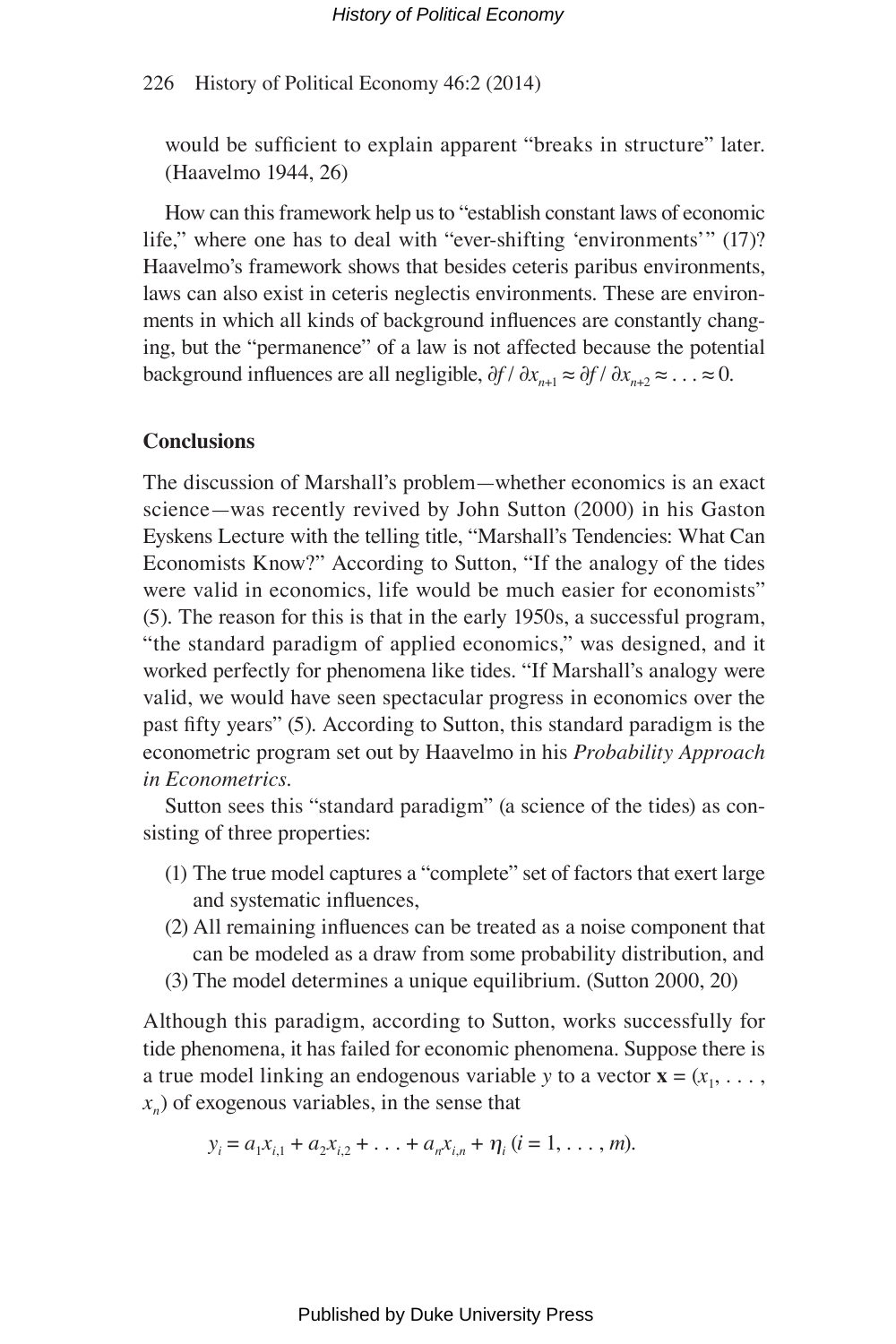would be sufficient to explain apparent "breaks in structure" later. (Haavelmo 1944, 26)

How can this framework help us to "establish constant laws of economic life," where one has to deal with "ever-shifting 'environments'" (17)? Haavelmo's framework shows that besides ceteris paribus environments, laws can also exist in ceteris neglectis environments. These are environments in which all kinds of background influences are constantly changing, but the "permanence" of a law is not affected because the potential background influences are all negligible, $\partial f / \partial x_{n+1} \approx \partial f / \partial x_{n+2} \approx \ldots \approx 0$.

## Conclusions

The discussion of Marshall's problem—whether economics is an exact science—was recently revived by John Sutton (2000) in his Gaston Eyskens Lecture with the telling title, "Marshall's Tendencies: What Can Economists Know?" According to Sutton, "If the analogy of the tides were valid in economics, life would be much easier for economists" (5). The reason for this is that in the early 1950s, a successful program, "the standard paradigm of applied economics," was designed, and it worked perfectly for phenomena like tides. "If Marshall's analogy were valid, we would have seen spectacular progress in economics over the past fifty years" (5). According to Sutton, this standard paradigm is the econometric program set out by Haavelmo in his *Probability Approach in Econometrics*.

Sutton sees this "standard paradigm" (a science of the tides) as consisting of three properties:

(1) The true model captures a "complete" set of factors that exert large and systematic influences,
(2) All remaining influences can be treated as a noise component that can be modeled as a draw from some probability distribution, and
(3) The model determines a unique equilibrium. (Sutton 2000, 20)

Although this paradigm, according to Sutton, works successfully for tide phenomena, it has failed for economic phenomena. Suppose there is a true model linking an endogenous variable $y$ to a vector $\mathbf{x} = (x_1, \ldots, x_n)$ of exogenous variables, in the sense that

$$y_i = a_1 x_{i,1} + a_2 x_{i,2} + \ldots + a_n x_{i,n} + \eta_i \ (i = 1, \ldots, m).$$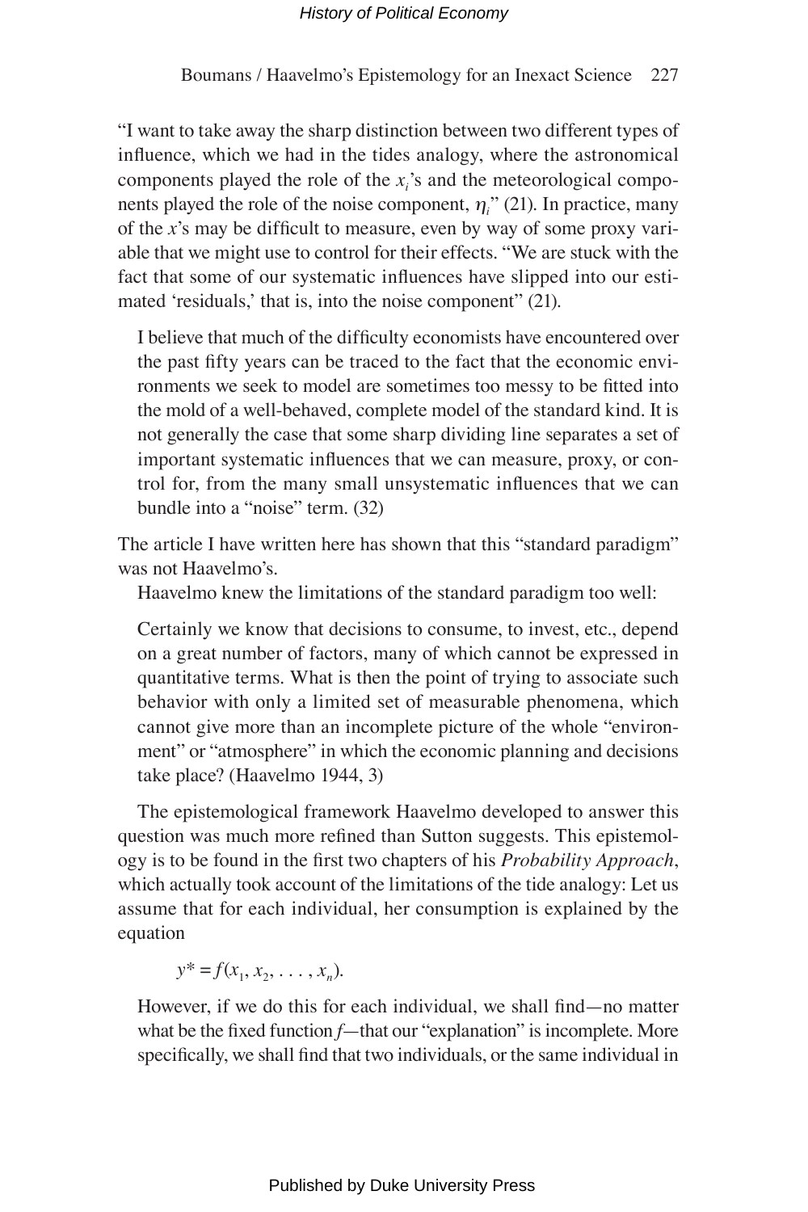"I want to take away the sharp distinction between two different types of influence, which we had in the tides analogy, where the astronomical components played the role of the $x_i$'s and the meteorological components played the role of the noise component, $\eta_i$" (21). In practice, many of the $x$'s may be difficult to measure, even by way of some proxy variable that we might use to control for their effects. "We are stuck with the fact that some of our systematic influences have slipped into our estimated 'residuals,' that is, into the noise component" (21).

> I believe that much of the difficulty economists have encountered over the past fifty years can be traced to the fact that the economic environments we seek to model are sometimes too messy to be fitted into the mold of a well-behaved, complete model of the standard kind. It is not generally the case that some sharp dividing line separates a set of important systematic influences that we can measure, proxy, or control for, from the many small unsystematic influences that we can bundle into a "noise" term. (32)

The article I have written here has shown that this "standard paradigm" was not Haavelmo's.

Haavelmo knew the limitations of the standard paradigm too well:

> Certainly we know that decisions to consume, to invest, etc., depend on a great number of factors, many of which cannot be expressed in quantitative terms. What is then the point of trying to associate such behavior with only a limited set of measurable phenomena, which cannot give more than an incomplete picture of the whole "environment" or "atmosphere" in which the economic planning and decisions take place? (Haavelmo 1944, 3)

The epistemological framework Haavelmo developed to answer this question was much more refined than Sutton suggests. This epistemology is to be found in the first two chapters of his *Probability Approach*, which actually took account of the limitations of the tide analogy: Let us assume that for each individual, her consumption is explained by the equation

$$y^* = f(x_1, x_2, \ldots, x_n).$$

However, if we do this for each individual, we shall find—no matter what be the fixed function $f$—that our "explanation" is incomplete. More specifically, we shall find that two individuals, or the same individual in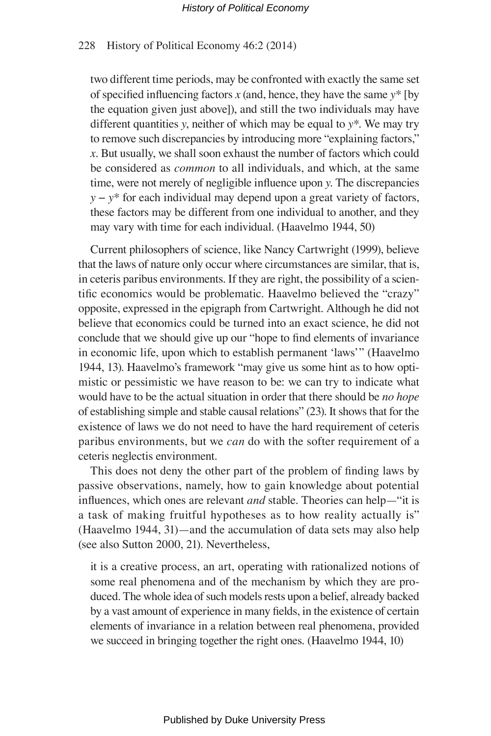> two different time periods, may be confronted with exactly the same set of specified influencing factors $x$ (and, hence, they have the same $y^*$ [by the equation given just above]), and still the two individuals may have different quantities $y$, neither of which may be equal to $y^*$. We may try to remove such discrepancies by introducing more "explaining factors," $x$. But usually, we shall soon exhaust the number of factors which could be considered as *common* to all individuals, and which, at the same time, were not merely of negligible influence upon $y$. The discrepancies $y - y^*$ for each individual may depend upon a great variety of factors, these factors may be different from one individual to another, and they may vary with time for each individual. (Haavelmo 1944, 50)

Current philosophers of science, like Nancy Cartwright (1999), believe that the laws of nature only occur where circumstances are similar, that is, in ceteris paribus environments. If they are right, the possibility of a scientific economics would be problematic. Haavelmo believed the "crazy" opposite, expressed in the epigraph from Cartwright. Although he did not believe that economics could be turned into an exact science, he did not conclude that we should give up our "hope to find elements of invariance in economic life, upon which to establish permanent 'laws'" (Haavelmo 1944, 13). Haavelmo's framework "may give us some hint as to how optimistic or pessimistic we have reason to be: we can try to indicate what would have to be the actual situation in order that there should be *no hope* of establishing simple and stable causal relations" (23). It shows that for the existence of laws we do not need to have the hard requirement of ceteris paribus environments, but we *can* do with the softer requirement of a ceteris neglectis environment.

This does not deny the other part of the problem of finding laws by passive observations, namely, how to gain knowledge about potential influences, which ones are relevant *and* stable. Theories can help—"it is a task of making fruitful hypotheses as to how reality actually is" (Haavelmo 1944, 31)—and the accumulation of data sets may also help (see also Sutton 2000, 21). Nevertheless,

> it is a creative process, an art, operating with rationalized notions of some real phenomena and of the mechanism by which they are produced. The whole idea of such models rests upon a belief, already backed by a vast amount of experience in many fields, in the existence of certain elements of invariance in a relation between real phenomena, provided we succeed in bringing together the right ones. (Haavelmo 1944, 10)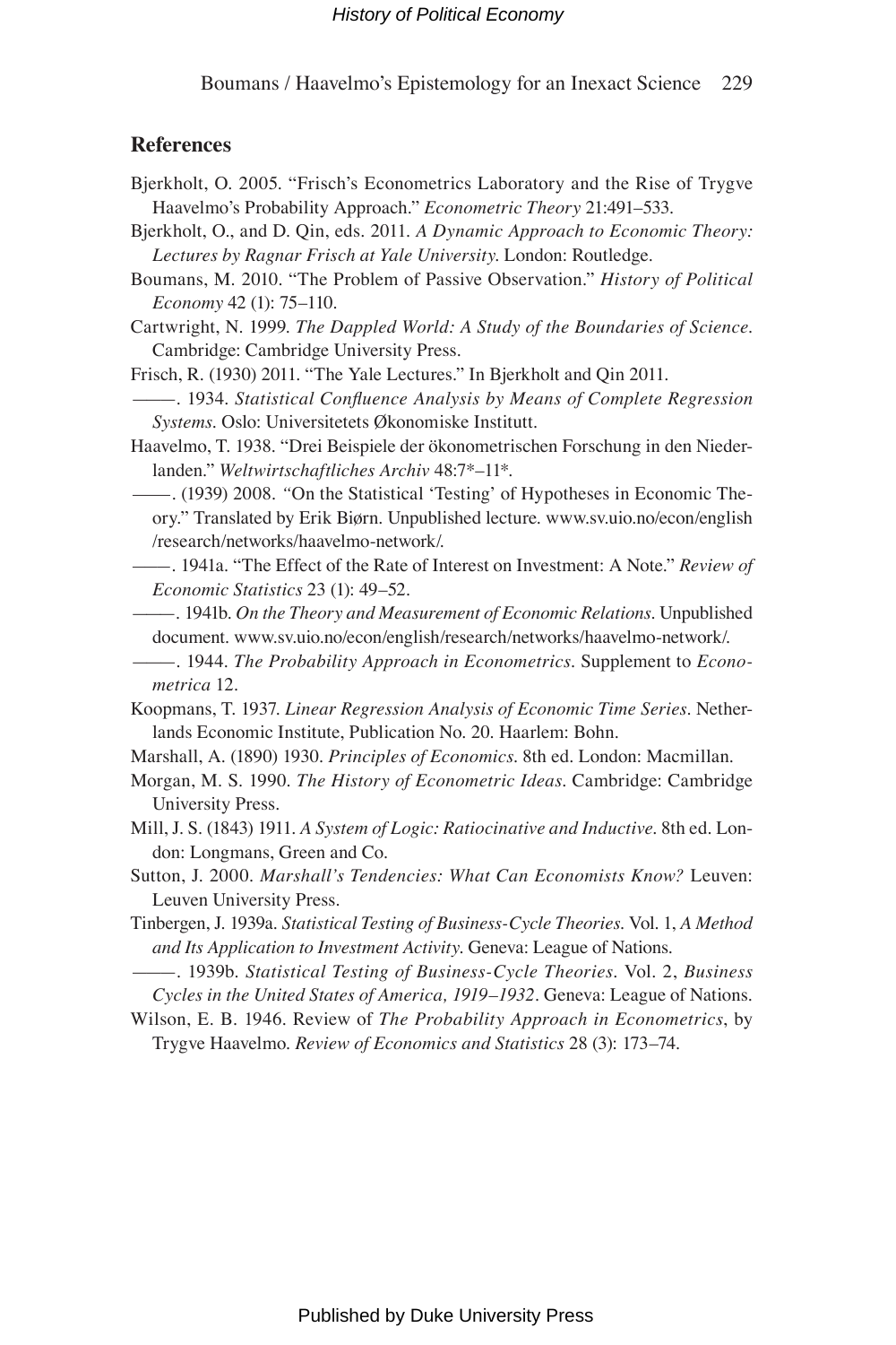## References

Bjerkholt, O. 2005. "Frisch's Econometrics Laboratory and the Rise of Trygve Haavelmo's Probability Approach." *Econometric Theory* 21:491–533.

Bjerkholt, O., and D. Qin, eds. 2011. *A Dynamic Approach to Economic Theory: Lectures by Ragnar Frisch at Yale University*. London: Routledge.

Boumans, M. 2010. "The Problem of Passive Observation." *History of Political Economy* 42 (1): 75–110.

Cartwright, N. 1999. *The Dappled World: A Study of the Boundaries of Science*. Cambridge: Cambridge University Press.

Frisch, R. (1930) 2011. "The Yale Lectures." In Bjerkholt and Qin 2011.

———. 1934. *Statistical Confluence Analysis by Means of Complete Regression Systems*. Oslo: Universitetets Økonomiske Institutt.

Haavelmo, T. 1938. "Drei Beispiele der ökonometrischen Forschung in den Niederlanden." *Weltwirtschaftliches Archiv* 48:7*–11*.

———. (1939) 2008. "On the Statistical 'Testing' of Hypotheses in Economic Theory." Translated by Erik Biørn. Unpublished lecture. www.sv.uio.no/econ/english/research/networks/haavelmo-network/.

———. 1941a. "The Effect of the Rate of Interest on Investment: A Note." *Review of Economic Statistics* 23 (1): 49–52.

———. 1941b. *On the Theory and Measurement of Economic Relations*. Unpublished document. www.sv.uio.no/econ/english/research/networks/haavelmo-network/.

———. 1944. *The Probability Approach in Econometrics*. Supplement to *Econometrica* 12.

Koopmans, T. 1937. *Linear Regression Analysis of Economic Time Series*. Netherlands Economic Institute, Publication No. 20. Haarlem: Bohn.

Marshall, A. (1890) 1930. *Principles of Economics*. 8th ed. London: Macmillan.

Morgan, M. S. 1990. *The History of Econometric Ideas*. Cambridge: Cambridge University Press.

Mill, J. S. (1843) 1911. *A System of Logic: Ratiocinative and Inductive*. 8th ed. London: Longmans, Green and Co.

Sutton, J. 2000. *Marshall's Tendencies: What Can Economists Know?* Leuven: Leuven University Press.

Tinbergen, J. 1939a. *Statistical Testing of Business-Cycle Theories*. Vol. 1, *A Method and Its Application to Investment Activity*. Geneva: League of Nations.

———. 1939b. *Statistical Testing of Business-Cycle Theories*. Vol. 2, *Business Cycles in the United States of America, 1919–1932*. Geneva: League of Nations.

Wilson, E. B. 1946. Review of *The Probability Approach in Econometrics*, by Trygve Haavelmo. *Review of Economics and Statistics* 28 (3): 173–74.